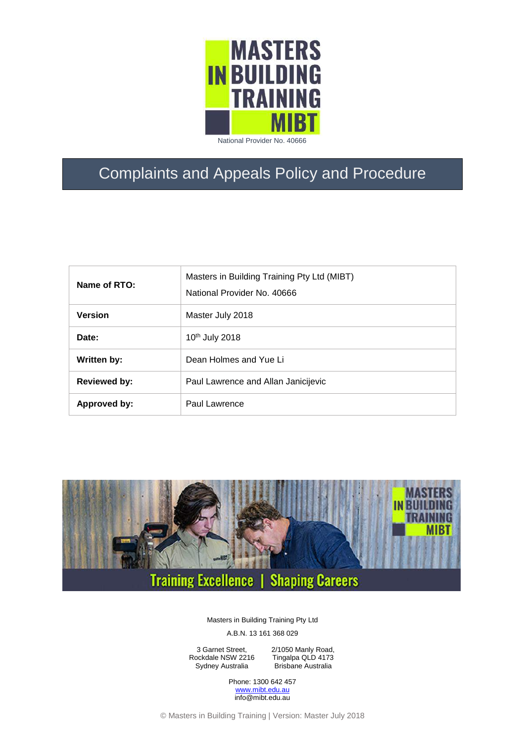MASTERS IN BUILDING TRAINING MIBT

National Provider No. 40666

# Complaints and Appeals Policy and Procedure

| | |
|---|---|
| **Name of RTO:** | Masters in Building Training Pty Ltd (MIBT)<br>National Provider No. 40666 |
| **Version** | Master July 2018 |
| **Date:** | 10th July 2018 |
| **Written by:** | Dean Holmes and Yue Li |
| **Reviewed by:** | Paul Lawrence and Allan Janicijevic |
| **Approved by:** | Paul Lawrence |

Training Excellence | Shaping Careers

Masters in Building Training Pty Ltd

A.B.N. 13 161 368 029

3 Garnet Street,
Rockdale NSW 2216
Sydney Australia

2/1050 Manly Road,
Tingalpa QLD 4173
Brisbane Australia

Phone: 1300 642 457
www.mibt.edu.au
info@mibt.edu.au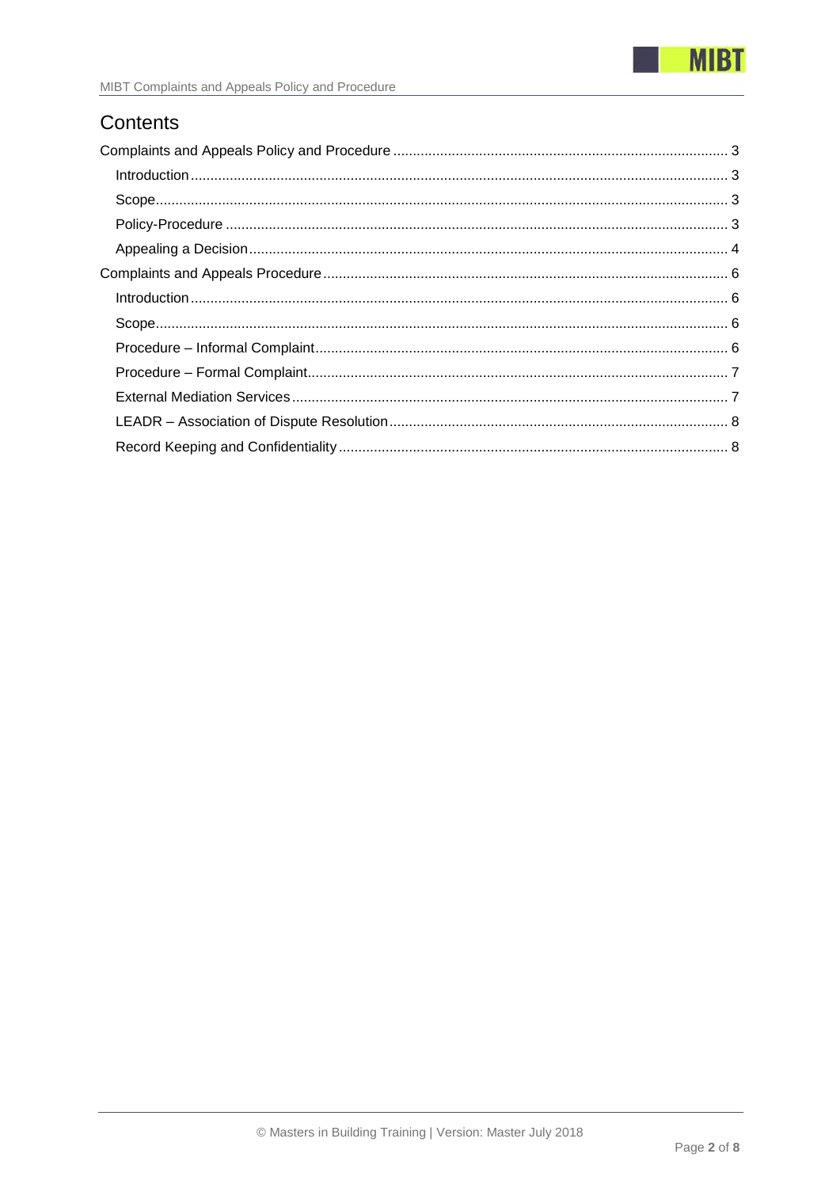# Contents

Complaints and Appeals Policy and Procedure .................................................. 3

- Introduction .................................................. 3
- Scope .................................................. 3
- Policy-Procedure .................................................. 3
- Appealing a Decision .................................................. 4

Complaints and Appeals Procedure .................................................. 6

- Introduction .................................................. 6
- Scope .................................................. 6
- Procedure – Informal Complaint .................................................. 6
- Procedure – Formal Complaint .................................................. 7
- External Mediation Services .................................................. 7
- LEADR – Association of Dispute Resolution .................................................. 8
- Record Keeping and Confidentiality .................................................. 8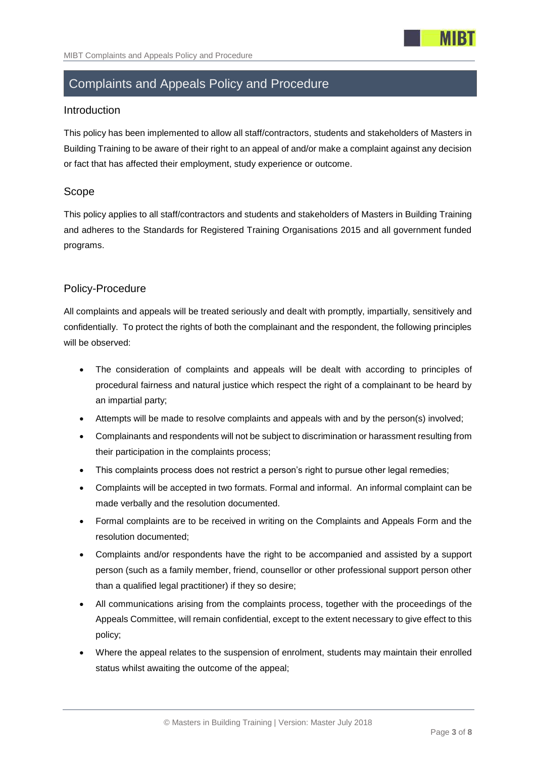# Complaints and Appeals Policy and Procedure

## Introduction

This policy has been implemented to allow all staff/contractors, students and stakeholders of Masters in Building Training to be aware of their right to an appeal of and/or make a complaint against any decision or fact that has affected their employment, study experience or outcome.

## Scope

This policy applies to all staff/contractors and students and stakeholders of Masters in Building Training and adheres to the Standards for Registered Training Organisations 2015 and all government funded programs.

## Policy-Procedure

All complaints and appeals will be treated seriously and dealt with promptly, impartially, sensitively and confidentially. To protect the rights of both the complainant and the respondent, the following principles will be observed:

- The consideration of complaints and appeals will be dealt with according to principles of procedural fairness and natural justice which respect the right of a complainant to be heard by an impartial party;
- Attempts will be made to resolve complaints and appeals with and by the person(s) involved;
- Complainants and respondents will not be subject to discrimination or harassment resulting from their participation in the complaints process;
- This complaints process does not restrict a person's right to pursue other legal remedies;
- Complaints will be accepted in two formats. Formal and informal. An informal complaint can be made verbally and the resolution documented.
- Formal complaints are to be received in writing on the Complaints and Appeals Form and the resolution documented;
- Complaints and/or respondents have the right to be accompanied and assisted by a support person (such as a family member, friend, counsellor or other professional support person other than a qualified legal practitioner) if they so desire;
- All communications arising from the complaints process, together with the proceedings of the Appeals Committee, will remain confidential, except to the extent necessary to give effect to this policy;
- Where the appeal relates to the suspension of enrolment, students may maintain their enrolled status whilst awaiting the outcome of the appeal;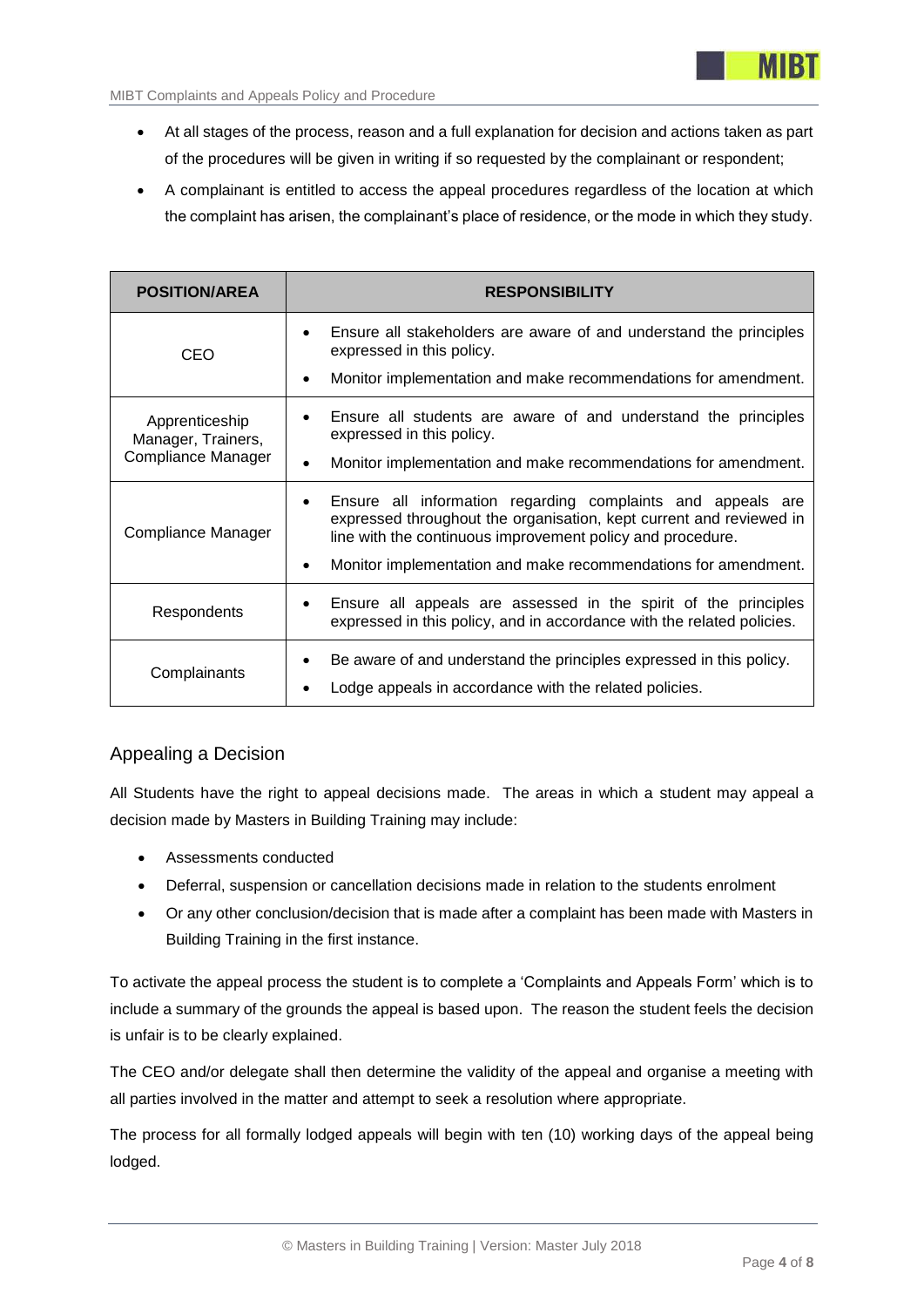- At all stages of the process, reason and a full explanation for decision and actions taken as part of the procedures will be given in writing if so requested by the complainant or respondent;
- A complainant is entitled to access the appeal procedures regardless of the location at which the complaint has arisen, the complainant's place of residence, or the mode in which they study.

| POSITION/AREA | RESPONSIBILITY |
|---|---|
| CEO | • Ensure all stakeholders are aware of and understand the principles expressed in this policy.<br>• Monitor implementation and make recommendations for amendment. |
| Apprenticeship Manager, Trainers, Compliance Manager | • Ensure all students are aware of and understand the principles expressed in this policy.<br>• Monitor implementation and make recommendations for amendment. |
| Compliance Manager | • Ensure all information regarding complaints and appeals are expressed throughout the organisation, kept current and reviewed in line with the continuous improvement policy and procedure.<br>• Monitor implementation and make recommendations for amendment. |
| Respondents | • Ensure all appeals are assessed in the spirit of the principles expressed in this policy, and in accordance with the related policies. |
| Complainants | • Be aware of and understand the principles expressed in this policy.<br>• Lodge appeals in accordance with the related policies. |

## Appealing a Decision

All Students have the right to appeal decisions made. The areas in which a student may appeal a decision made by Masters in Building Training may include:

- Assessments conducted
- Deferral, suspension or cancellation decisions made in relation to the students enrolment
- Or any other conclusion/decision that is made after a complaint has been made with Masters in Building Training in the first instance.

To activate the appeal process the student is to complete a 'Complaints and Appeals Form' which is to include a summary of the grounds the appeal is based upon. The reason the student feels the decision is unfair is to be clearly explained.

The CEO and/or delegate shall then determine the validity of the appeal and organise a meeting with all parties involved in the matter and attempt to seek a resolution where appropriate.

The process for all formally lodged appeals will begin with ten (10) working days of the appeal being lodged.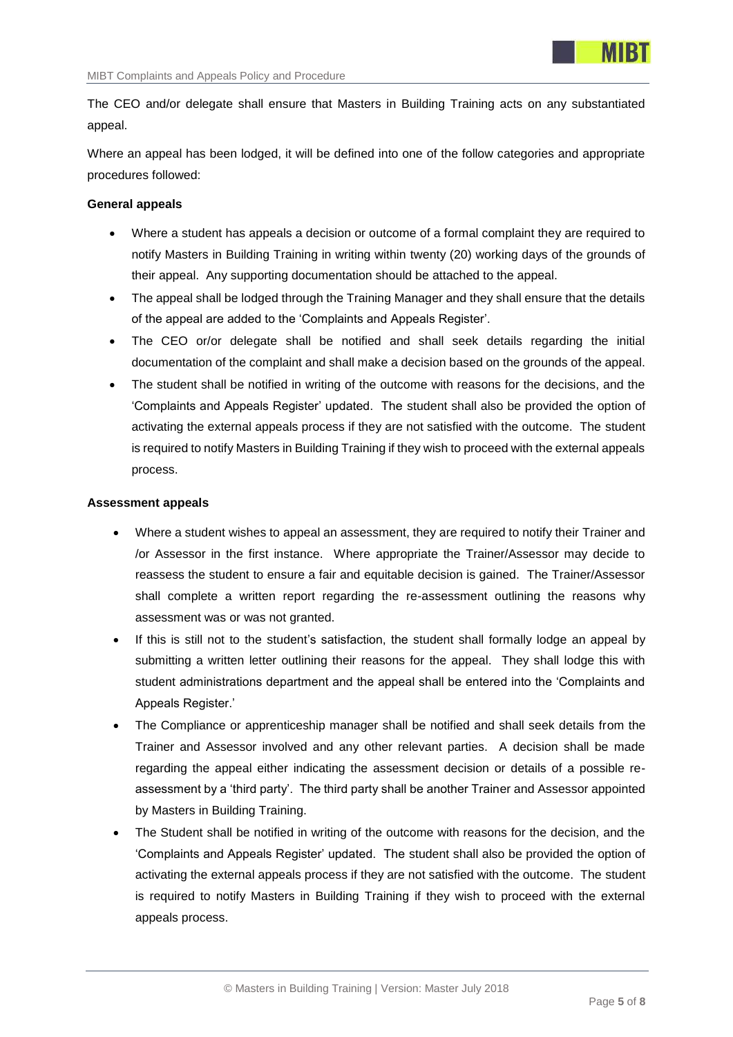The CEO and/or delegate shall ensure that Masters in Building Training acts on any substantiated appeal.

Where an appeal has been lodged, it will be defined into one of the follow categories and appropriate procedures followed:

**General appeals**

- Where a student has appeals a decision or outcome of a formal complaint they are required to notify Masters in Building Training in writing within twenty (20) working days of the grounds of their appeal. Any supporting documentation should be attached to the appeal.
- The appeal shall be lodged through the Training Manager and they shall ensure that the details of the appeal are added to the 'Complaints and Appeals Register'.
- The CEO or/or delegate shall be notified and shall seek details regarding the initial documentation of the complaint and shall make a decision based on the grounds of the appeal.
- The student shall be notified in writing of the outcome with reasons for the decisions, and the 'Complaints and Appeals Register' updated. The student shall also be provided the option of activating the external appeals process if they are not satisfied with the outcome. The student is required to notify Masters in Building Training if they wish to proceed with the external appeals process.

**Assessment appeals**

- Where a student wishes to appeal an assessment, they are required to notify their Trainer and /or Assessor in the first instance. Where appropriate the Trainer/Assessor may decide to reassess the student to ensure a fair and equitable decision is gained. The Trainer/Assessor shall complete a written report regarding the re-assessment outlining the reasons why assessment was or was not granted.
- If this is still not to the student's satisfaction, the student shall formally lodge an appeal by submitting a written letter outlining their reasons for the appeal. They shall lodge this with student administrations department and the appeal shall be entered into the 'Complaints and Appeals Register.'
- The Compliance or apprenticeship manager shall be notified and shall seek details from the Trainer and Assessor involved and any other relevant parties. A decision shall be made regarding the appeal either indicating the assessment decision or details of a possible re-assessment by a 'third party'. The third party shall be another Trainer and Assessor appointed by Masters in Building Training.
- The Student shall be notified in writing of the outcome with reasons for the decision, and the 'Complaints and Appeals Register' updated. The student shall also be provided the option of activating the external appeals process if they are not satisfied with the outcome. The student is required to notify Masters in Building Training if they wish to proceed with the external appeals process.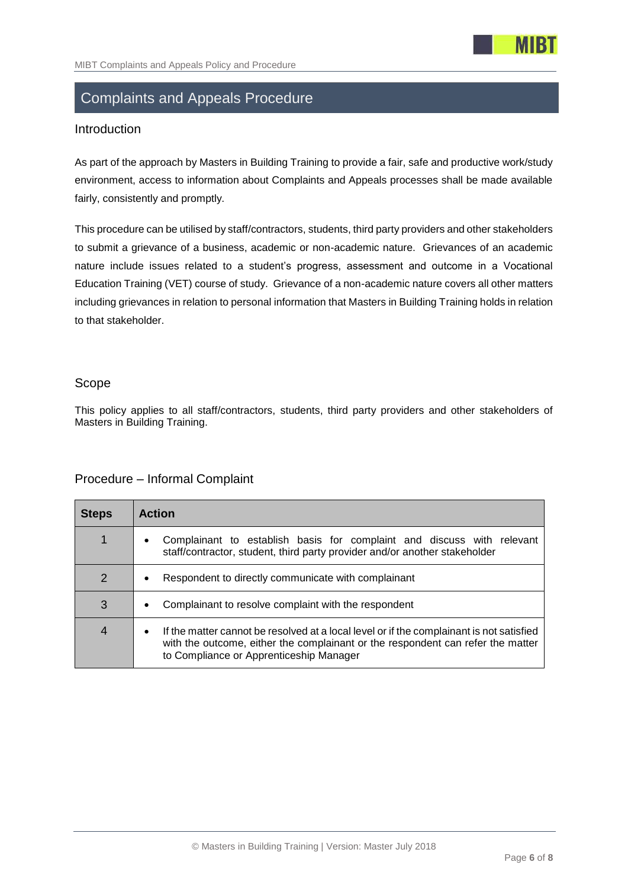# Complaints and Appeals Procedure

## Introduction

As part of the approach by Masters in Building Training to provide a fair, safe and productive work/study environment, access to information about Complaints and Appeals processes shall be made available fairly, consistently and promptly.

This procedure can be utilised by staff/contractors, students, third party providers and other stakeholders to submit a grievance of a business, academic or non-academic nature. Grievances of an academic nature include issues related to a student's progress, assessment and outcome in a Vocational Education Training (VET) course of study. Grievance of a non-academic nature covers all other matters including grievances in relation to personal information that Masters in Building Training holds in relation to that stakeholder.

## Scope

This policy applies to all staff/contractors, students, third party providers and other stakeholders of Masters in Building Training.

## Procedure – Informal Complaint

| Steps | Action |
|---|---|
| 1 | • Complainant to establish basis for complaint and discuss with relevant staff/contractor, student, third party provider and/or another stakeholder |
| 2 | • Respondent to directly communicate with complainant |
| 3 | • Complainant to resolve complaint with the respondent |
| 4 | • If the matter cannot be resolved at a local level or if the complainant is not satisfied with the outcome, either the complainant or the respondent can refer the matter to Compliance or Apprenticeship Manager |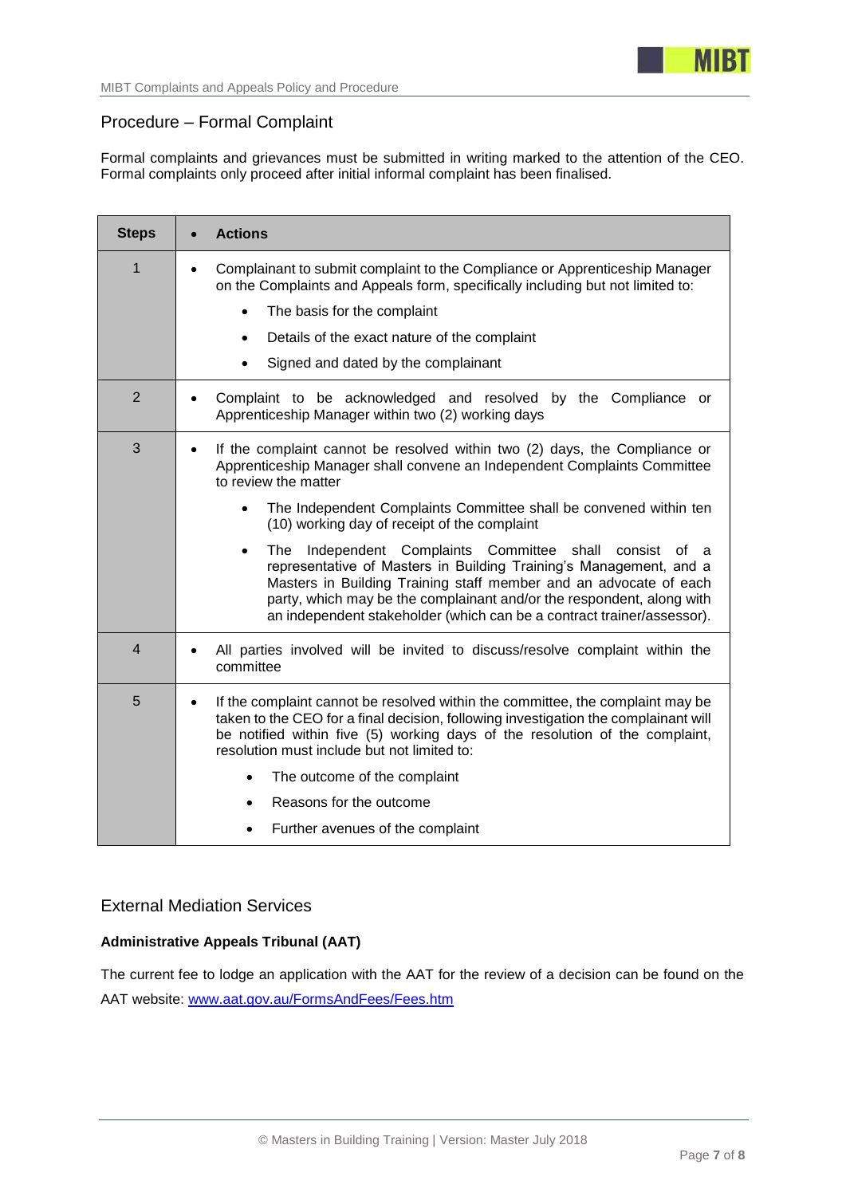## Procedure – Formal Complaint

Formal complaints and grievances must be submitted in writing marked to the attention of the CEO. Formal complaints only proceed after initial informal complaint has been finalised.

| Steps | Actions |
|---|---|
| 1 | • Complainant to submit complaint to the Compliance or Apprenticeship Manager on the Complaints and Appeals form, specifically including but not limited to:<br>• The basis for the complaint<br>• Details of the exact nature of the complaint<br>• Signed and dated by the complainant |
| 2 | • Complaint to be acknowledged and resolved by the Compliance or Apprenticeship Manager within two (2) working days |
| 3 | • If the complaint cannot be resolved within two (2) days, the Compliance or Apprenticeship Manager shall convene an Independent Complaints Committee to review the matter<br>• The Independent Complaints Committee shall be convened within ten (10) working day of receipt of the complaint<br>• The Independent Complaints Committee shall consist of a representative of Masters in Building Training's Management, and a Masters in Building Training staff member and an advocate of each party, which may be the complainant and/or the respondent, along with an independent stakeholder (which can be a contract trainer/assessor). |
| 4 | • All parties involved will be invited to discuss/resolve complaint within the committee |
| 5 | • If the complaint cannot be resolved within the committee, the complaint may be taken to the CEO for a final decision, following investigation the complainant will be notified within five (5) working days of the resolution of the complaint, resolution must include but not limited to:<br>• The outcome of the complaint<br>• Reasons for the outcome<br>• Further avenues of the complaint |

## External Mediation Services

**Administrative Appeals Tribunal (AAT)**

The current fee to lodge an application with the AAT for the review of a decision can be found on the AAT website: [www.aat.gov.au/FormsAndFees/Fees.htm](www.aat.gov.au/FormsAndFees/Fees.htm)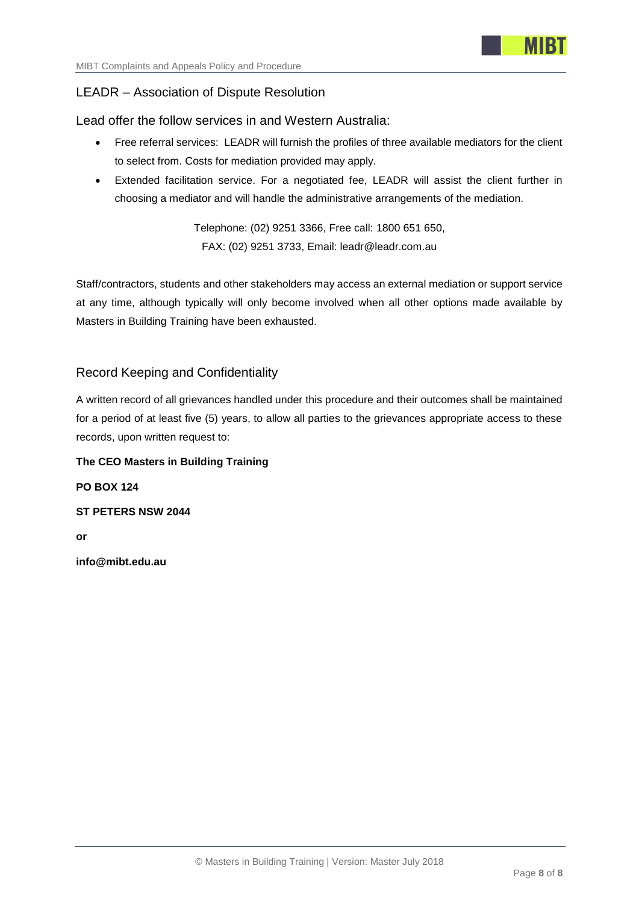## LEADR – Association of Dispute Resolution

### Lead offer the follow services in and Western Australia:

- Free referral services: LEADR will furnish the profiles of three available mediators for the client to select from. Costs for mediation provided may apply.
- Extended facilitation service. For a negotiated fee, LEADR will assist the client further in choosing a mediator and will handle the administrative arrangements of the mediation.

Telephone: (02) 9251 3366, Free call: 1800 651 650,
FAX: (02) 9251 3733, Email: leadr@leadr.com.au

Staff/contractors, students and other stakeholders may access an external mediation or support service at any time, although typically will only become involved when all other options made available by Masters in Building Training have been exhausted.

## Record Keeping and Confidentiality

A written record of all grievances handled under this procedure and their outcomes shall be maintained for a period of at least five (5) years, to allow all parties to the grievances appropriate access to these records, upon written request to:

**The CEO Masters in Building Training**

**PO BOX 124**

**ST PETERS NSW 2044**

**or**

**info@mibt.edu.au**